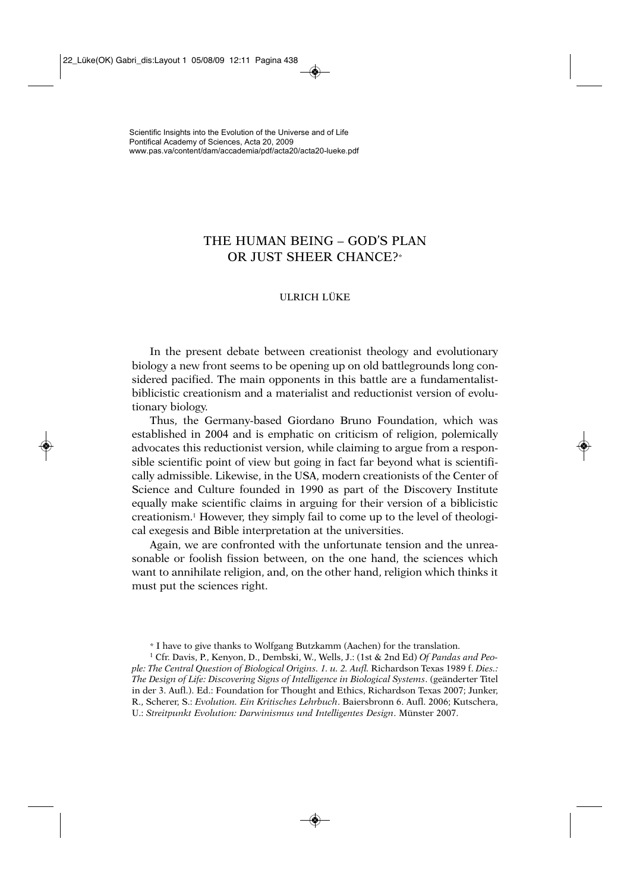Scientific Insights into the Evolution of the Universe and of Life
Pontifical Academy of Sciences, Acta 20, 2009
www.pas.va/content/dam/accademia/pdf/acta20/acta20-lueke.pdf

# THE HUMAN BEING – GOD'S PLAN OR JUST SHEER CHANCE?*

ULRICH LÜKE

In the present debate between creationist theology and evolutionary biology a new front seems to be opening up on old battlegrounds long considered pacified. The main opponents in this battle are a fundamentalist-biblicistic creationism and a materialist and reductionist version of evolutionary biology.

Thus, the Germany-based Giordano Bruno Foundation, which was established in 2004 and is emphatic on criticism of religion, polemically advocates this reductionist version, while claiming to argue from a responsible scientific point of view but going in fact far beyond what is scientifically admissible. Likewise, in the USA, modern creationists of the Center of Science and Culture founded in 1990 as part of the Discovery Institute equally make scientific claims in arguing for their version of a biblicistic creationism.[1] However, they simply fail to come up to the level of theological exegesis and Bible interpretation at the universities.

Again, we are confronted with the unfortunate tension and the unreasonable or foolish fission between, on the one hand, the sciences which want to annihilate religion, and, on the other hand, religion which thinks it must put the sciences right.

---

* I have to give thanks to Wolfgang Butzkamm (Aachen) for the translation.

[1] Cfr. Davis, P., Kenyon, D., Dembski, W., Wells, J.: (1st & 2nd Ed) *Of Pandas and People: The Central Question of Biological Origins. 1. u. 2. Aufl.* Richardson Texas 1989 f. *Dies.: The Design of Life: Discovering Signs of Intelligence in Biological Systems*. (geänderter Titel in der 3. Aufl.). Ed.: Foundation for Thought and Ethics, Richardson Texas 2007; Junker, R., Scherer, S.: *Evolution. Ein Kritisches Lehrbuch*. Baiersbronn 6. Aufl. 2006; Kutschera, U.: *Streitpunkt Evolution: Darwinismus und Intelligentes Design*. Münster 2007.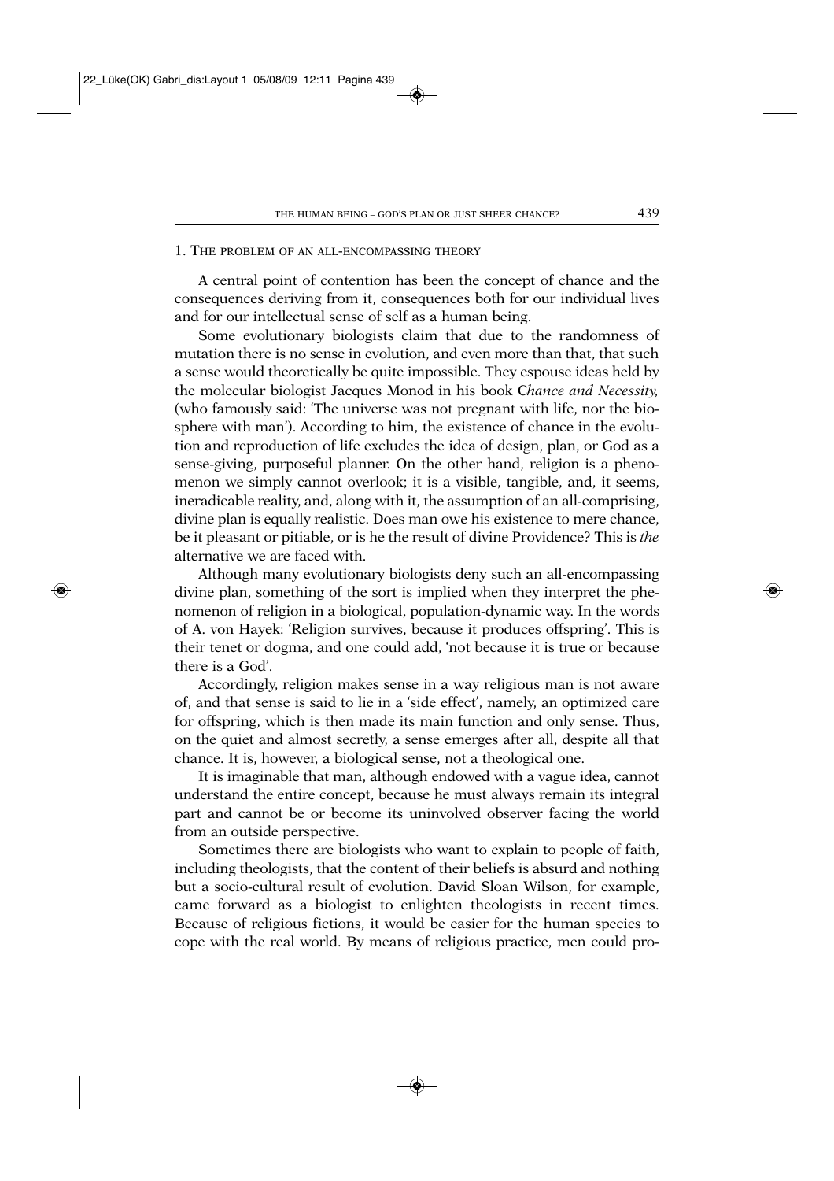## 1. The problem of an all-encompassing theory

A central point of contention has been the concept of chance and the consequences deriving from it, consequences both for our individual lives and for our intellectual sense of self as a human being.

Some evolutionary biologists claim that due to the randomness of mutation there is no sense in evolution, and even more than that, that such a sense would theoretically be quite impossible. They espouse ideas held by the molecular biologist Jacques Monod in his book *Chance and Necessity,* (who famously said: 'The universe was not pregnant with life, nor the biosphere with man'). According to him, the existence of chance in the evolution and reproduction of life excludes the idea of design, plan, or God as a sense-giving, purposeful planner. On the other hand, religion is a phenomenon we simply cannot overlook; it is a visible, tangible, and, it seems, ineradicable reality, and, along with it, the assumption of an all-comprising, divine plan is equally realistic. Does man owe his existence to mere chance, be it pleasant or pitiable, or is he the result of divine Providence? This is *the* alternative we are faced with.

Although many evolutionary biologists deny such an all-encompassing divine plan, something of the sort is implied when they interpret the phenomenon of religion in a biological, population-dynamic way. In the words of A. von Hayek: 'Religion survives, because it produces offspring'. This is their tenet or dogma, and one could add, 'not because it is true or because there is a God'.

Accordingly, religion makes sense in a way religious man is not aware of, and that sense is said to lie in a 'side effect', namely, an optimized care for offspring, which is then made its main function and only sense. Thus, on the quiet and almost secretly, a sense emerges after all, despite all that chance. It is, however, a biological sense, not a theological one.

It is imaginable that man, although endowed with a vague idea, cannot understand the entire concept, because he must always remain its integral part and cannot be or become its uninvolved observer facing the world from an outside perspective.

Sometimes there are biologists who want to explain to people of faith, including theologists, that the content of their beliefs is absurd and nothing but a socio-cultural result of evolution. David Sloan Wilson, for example, came forward as a biologist to enlighten theologists in recent times. Because of religious fictions, it would be easier for the human species to cope with the real world. By means of religious practice, men could pro-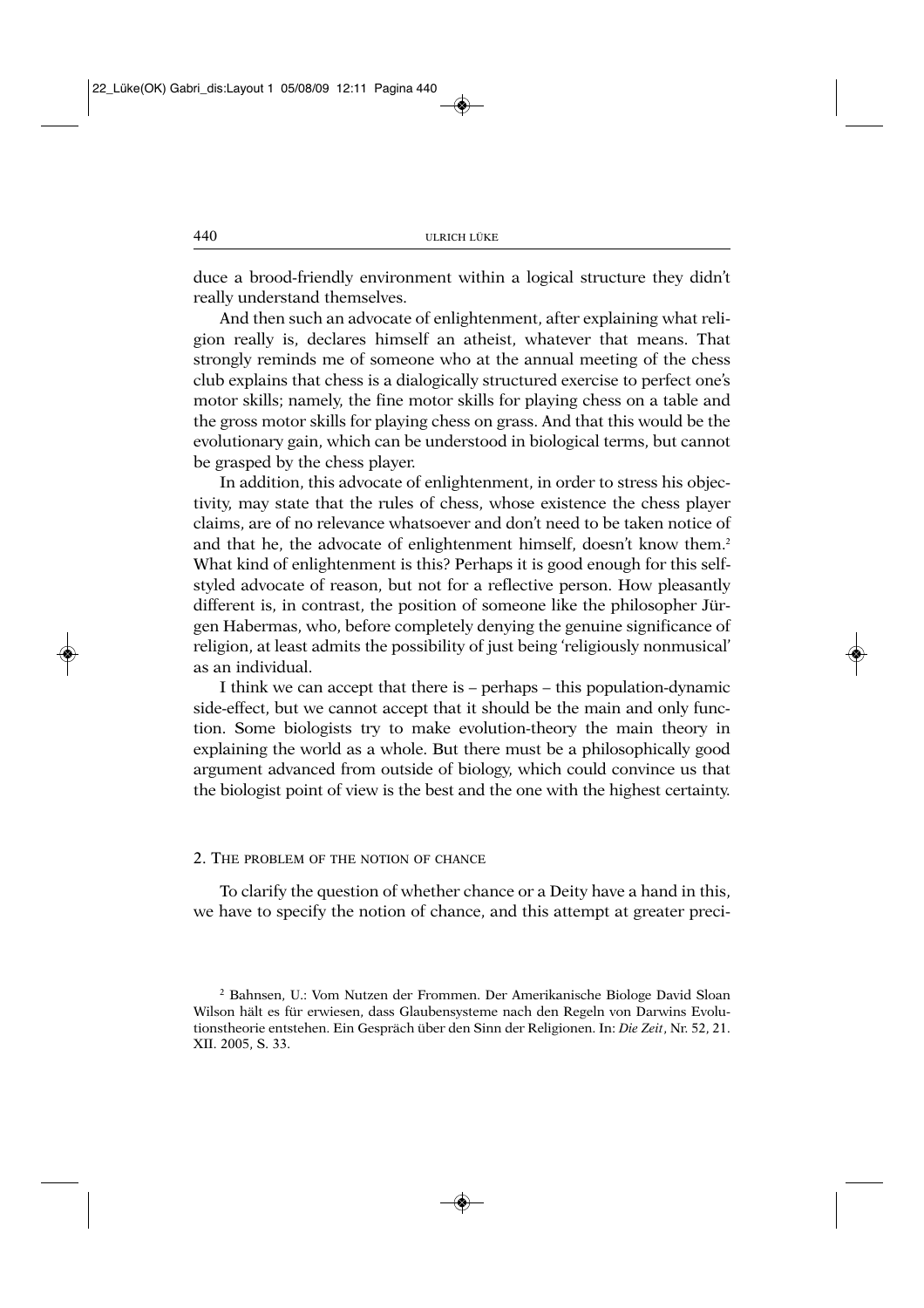duce a brood-friendly environment within a logical structure they didn't really understand themselves.

And then such an advocate of enlightenment, after explaining what religion really is, declares himself an atheist, whatever that means. That strongly reminds me of someone who at the annual meeting of the chess club explains that chess is a dialogically structured exercise to perfect one's motor skills; namely, the fine motor skills for playing chess on a table and the gross motor skills for playing chess on grass. And that this would be the evolutionary gain, which can be understood in biological terms, but cannot be grasped by the chess player.

In addition, this advocate of enlightenment, in order to stress his objectivity, may state that the rules of chess, whose existence the chess player claims, are of no relevance whatsoever and don't need to be taken notice of and that he, the advocate of enlightenment himself, doesn't know them.[2] What kind of enlightenment is this? Perhaps it is good enough for this self-styled advocate of reason, but not for a reflective person. How pleasantly different is, in contrast, the position of someone like the philosopher Jürgen Habermas, who, before completely denying the genuine significance of religion, at least admits the possibility of just being 'religiously nonmusical' as an individual.

I think we can accept that there is – perhaps – this population-dynamic side-effect, but we cannot accept that it should be the main and only function. Some biologists try to make evolution-theory the main theory in explaining the world as a whole. But there must be a philosophically good argument advanced from outside of biology, which could convince us that the biologist point of view is the best and the one with the highest certainty.

## 2. The problem of the notion of chance

To clarify the question of whether chance or a Deity have a hand in this, we have to specify the notion of chance, and this attempt at greater preci-

[2] Bahnsen, U.: Vom Nutzen der Frommen. Der Amerikanische Biologe David Sloan Wilson hält es für erwiesen, dass Glaubensysteme nach den Regeln von Darwins Evolutionstheorie entstehen. Ein Gespräch über den Sinn der Religionen. In: *Die Zeit*, Nr. 52, 21. XII. 2005, S. 33.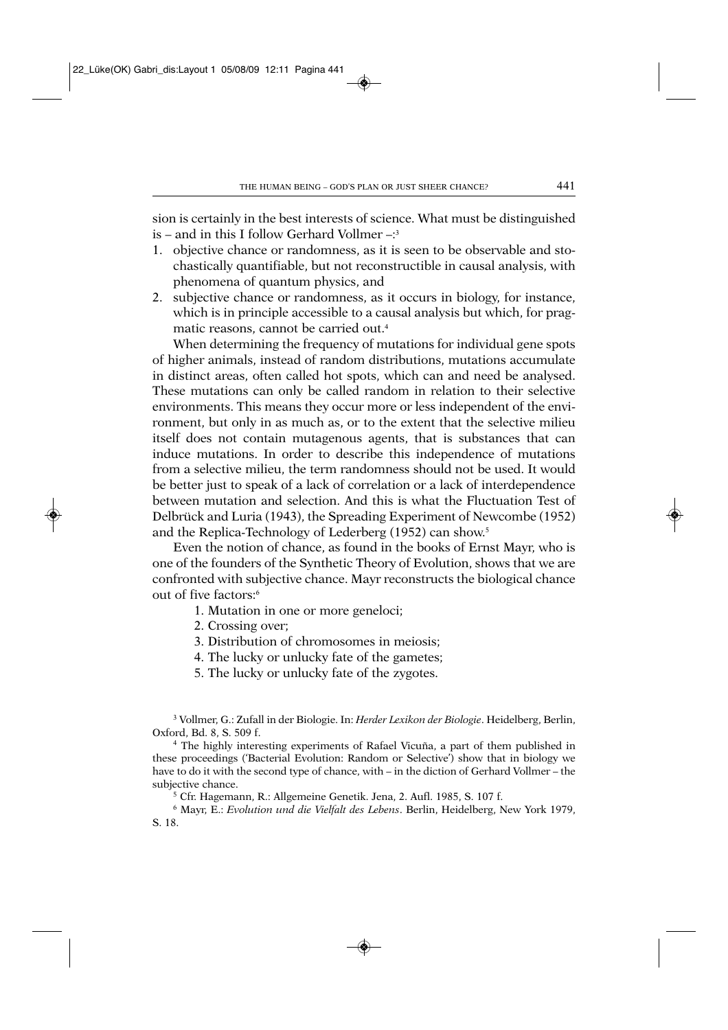sion is certainly in the best interests of science. What must be distinguished is – and in this I follow Gerhard Vollmer –:[3]

1. objective chance or randomness, as it is seen to be observable and stochastically quantifiable, but not reconstructible in causal analysis, with phenomena of quantum physics, and
2. subjective chance or randomness, as it occurs in biology, for instance, which is in principle accessible to a causal analysis but which, for pragmatic reasons, cannot be carried out.[4]

When determining the frequency of mutations for individual gene spots of higher animals, instead of random distributions, mutations accumulate in distinct areas, often called hot spots, which can and need be analysed. These mutations can only be called random in relation to their selective environments. This means they occur more or less independent of the environment, but only in as much as, or to the extent that the selective milieu itself does not contain mutagenous agents, that is substances that can induce mutations. In order to describe this independence of mutations from a selective milieu, the term randomness should not be used. It would be better just to speak of a lack of correlation or a lack of interdependence between mutation and selection. And this is what the Fluctuation Test of Delbrück and Luria (1943), the Spreading Experiment of Newcombe (1952) and the Replica-Technology of Lederberg (1952) can show.[5]

Even the notion of chance, as found in the books of Ernst Mayr, who is one of the founders of the Synthetic Theory of Evolution, shows that we are confronted with subjective chance. Mayr reconstructs the biological chance out of five factors:[6]

1. Mutation in one or more geneloci;
2. Crossing over;
3. Distribution of chromosomes in meiosis;
4. The lucky or unlucky fate of the gametes;
5. The lucky or unlucky fate of the zygotes.

[3] Vollmer, G.: Zufall in der Biologie. In: *Herder Lexikon der Biologie*. Heidelberg, Berlin, Oxford, Bd. 8, S. 509 f.

[4] The highly interesting experiments of Rafael Vicuña, a part of them published in these proceedings ('Bacterial Evolution: Random or Selective') show that in biology we have to do it with the second type of chance, with – in the diction of Gerhard Vollmer – the subjective chance.

[5] Cfr. Hagemann, R.: Allgemeine Genetik. Jena, 2. Aufl. 1985, S. 107 f.

[6] Mayr, E.: *Evolution und die Vielfalt des Lebens*. Berlin, Heidelberg, New York 1979, S. 18.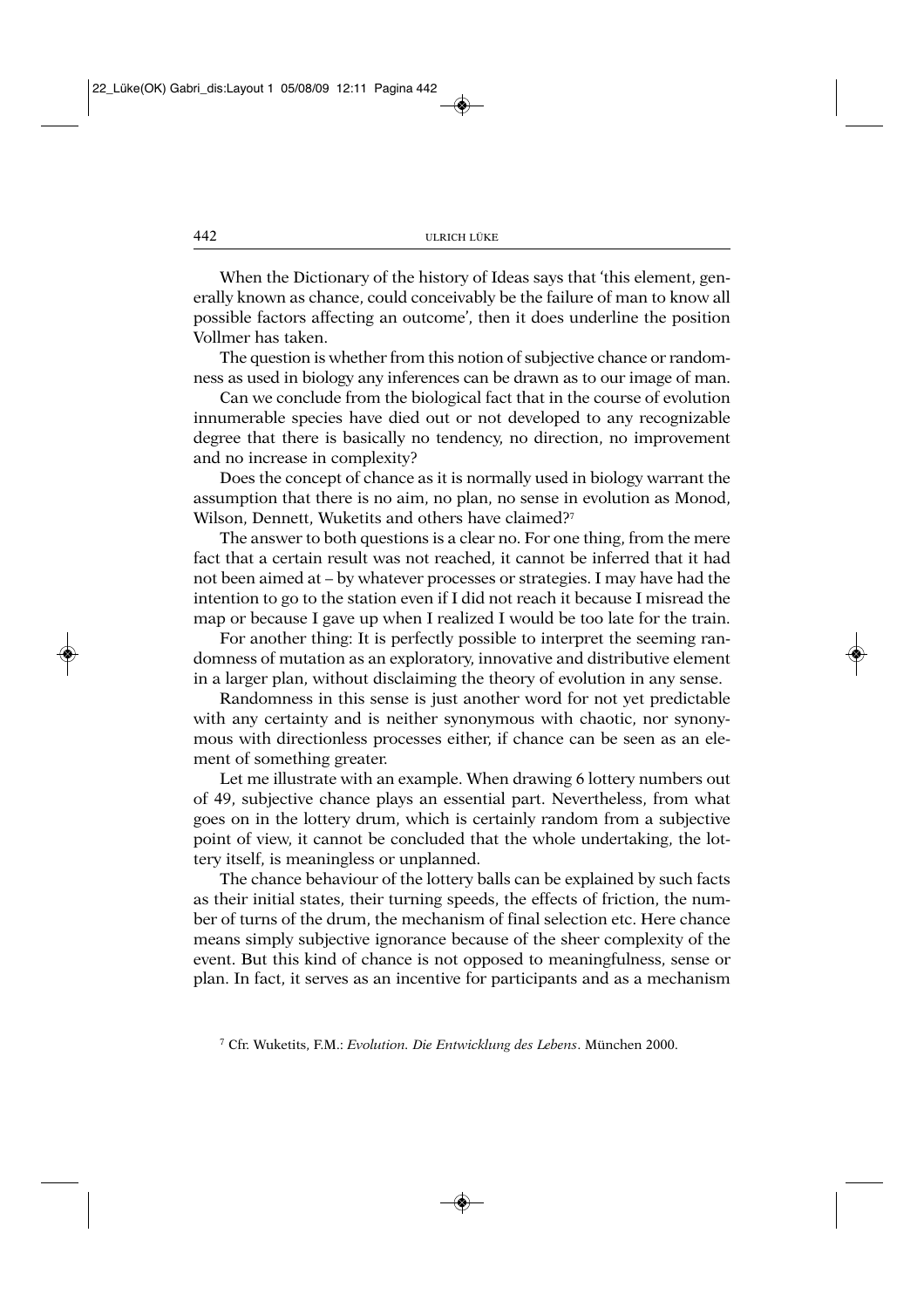When the Dictionary of the history of Ideas says that 'this element, generally known as chance, could conceivably be the failure of man to know all possible factors affecting an outcome', then it does underline the position Vollmer has taken.

The question is whether from this notion of subjective chance or randomness as used in biology any inferences can be drawn as to our image of man.

Can we conclude from the biological fact that in the course of evolution innumerable species have died out or not developed to any recognizable degree that there is basically no tendency, no direction, no improvement and no increase in complexity?

Does the concept of chance as it is normally used in biology warrant the assumption that there is no aim, no plan, no sense in evolution as Monod, Wilson, Dennett, Wuketits and others have claimed?[7]

The answer to both questions is a clear no. For one thing, from the mere fact that a certain result was not reached, it cannot be inferred that it had not been aimed at – by whatever processes or strategies. I may have had the intention to go to the station even if I did not reach it because I misread the map or because I gave up when I realized I would be too late for the train.

For another thing: It is perfectly possible to interpret the seeming randomness of mutation as an exploratory, innovative and distributive element in a larger plan, without disclaiming the theory of evolution in any sense.

Randomness in this sense is just another word for not yet predictable with any certainty and is neither synonymous with chaotic, nor synonymous with directionless processes either, if chance can be seen as an element of something greater.

Let me illustrate with an example. When drawing 6 lottery numbers out of 49, subjective chance plays an essential part. Nevertheless, from what goes on in the lottery drum, which is certainly random from a subjective point of view, it cannot be concluded that the whole undertaking, the lottery itself, is meaningless or unplanned.

The chance behaviour of the lottery balls can be explained by such facts as their initial states, their turning speeds, the effects of friction, the number of turns of the drum, the mechanism of final selection etc. Here chance means simply subjective ignorance because of the sheer complexity of the event. But this kind of chance is not opposed to meaningfulness, sense or plan. In fact, it serves as an incentive for participants and as a mechanism

[7] Cfr. Wuketits, F.M.: *Evolution. Die Entwicklung des Lebens*. München 2000.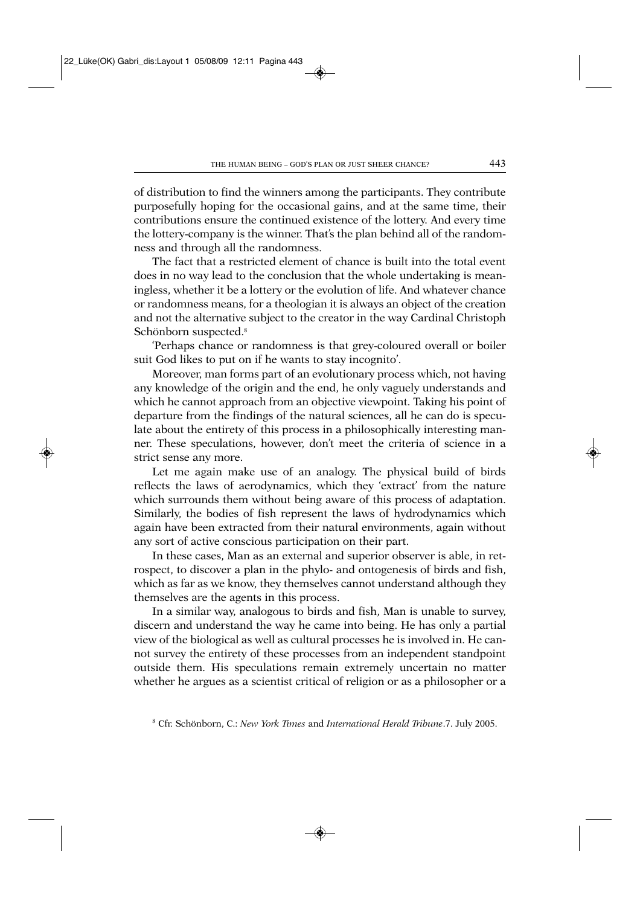of distribution to find the winners among the participants. They contribute purposefully hoping for the occasional gains, and at the same time, their contributions ensure the continued existence of the lottery. And every time the lottery-company is the winner. That's the plan behind all of the randomness and through all the randomness.

The fact that a restricted element of chance is built into the total event does in no way lead to the conclusion that the whole undertaking is meaningless, whether it be a lottery or the evolution of life. And whatever chance or randomness means, for a theologian it is always an object of the creation and not the alternative subject to the creator in the way Cardinal Christoph Schönborn suspected.[8]

'Perhaps chance or randomness is that grey-coloured overall or boiler suit God likes to put on if he wants to stay incognito'.

Moreover, man forms part of an evolutionary process which, not having any knowledge of the origin and the end, he only vaguely understands and which he cannot approach from an objective viewpoint. Taking his point of departure from the findings of the natural sciences, all he can do is speculate about the entirety of this process in a philosophically interesting manner. These speculations, however, don't meet the criteria of science in a strict sense any more.

Let me again make use of an analogy. The physical build of birds reflects the laws of aerodynamics, which they 'extract' from the nature which surrounds them without being aware of this process of adaptation. Similarly, the bodies of fish represent the laws of hydrodynamics which again have been extracted from their natural environments, again without any sort of active conscious participation on their part.

In these cases, Man as an external and superior observer is able, in retrospect, to discover a plan in the phylo- and ontogenesis of birds and fish, which as far as we know, they themselves cannot understand although they themselves are the agents in this process.

In a similar way, analogous to birds and fish, Man is unable to survey, discern and understand the way he came into being. He has only a partial view of the biological as well as cultural processes he is involved in. He cannot survey the entirety of these processes from an independent standpoint outside them. His speculations remain extremely uncertain no matter whether he argues as a scientist critical of religion or as a philosopher or a

[8] Cfr. Schönborn, C.: *New York Times* and *International Herald Tribune*.7. July 2005.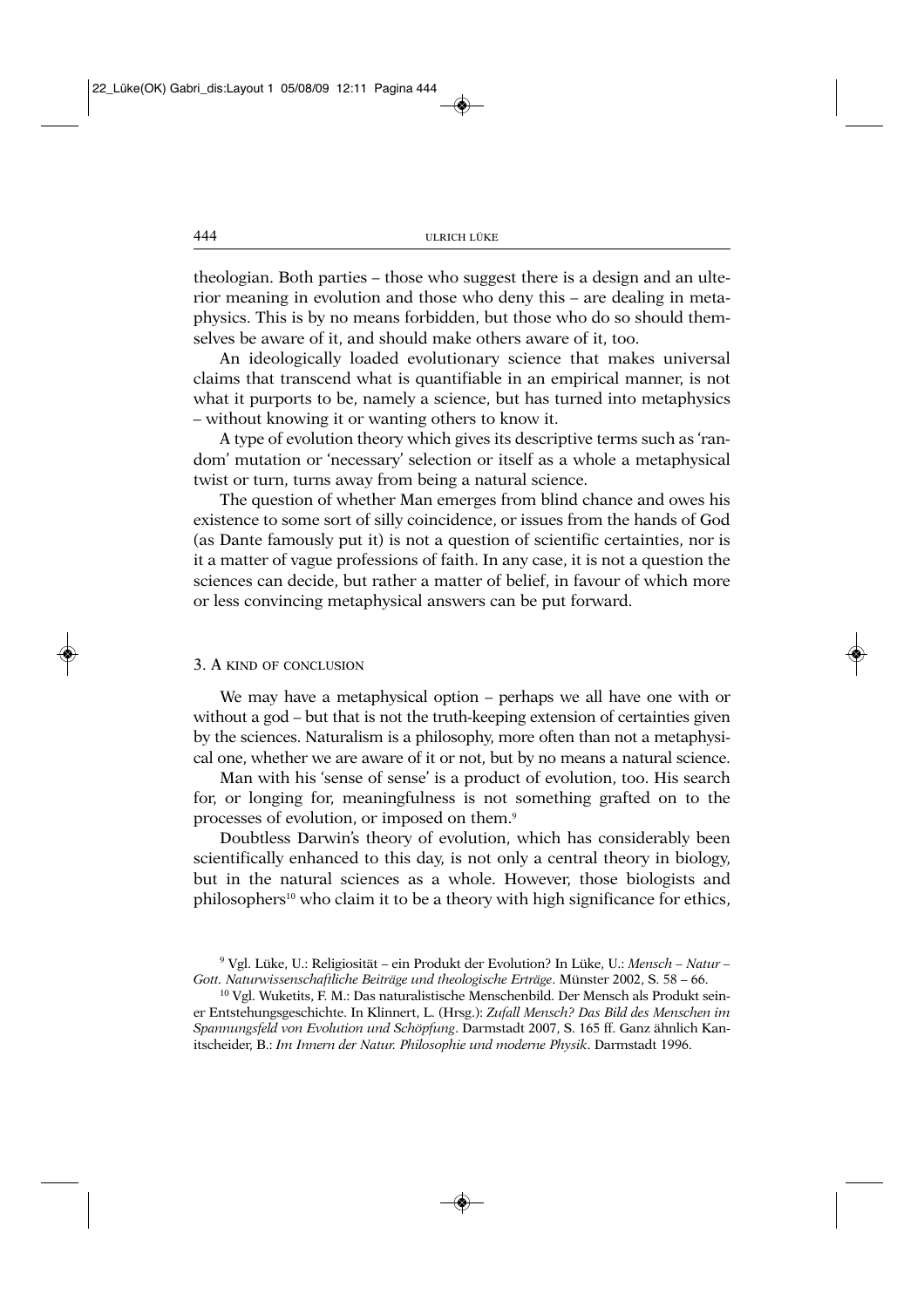theologian. Both parties – those who suggest there is a design and an ulterior meaning in evolution and those who deny this – are dealing in metaphysics. This is by no means forbidden, but those who do so should themselves be aware of it, and should make others aware of it, too.

An ideologically loaded evolutionary science that makes universal claims that transcend what is quantifiable in an empirical manner, is not what it purports to be, namely a science, but has turned into metaphysics – without knowing it or wanting others to know it.

A type of evolution theory which gives its descriptive terms such as 'random' mutation or 'necessary' selection or itself as a whole a metaphysical twist or turn, turns away from being a natural science.

The question of whether Man emerges from blind chance and owes his existence to some sort of silly coincidence, or issues from the hands of God (as Dante famously put it) is not a question of scientific certainties, nor is it a matter of vague professions of faith. In any case, it is not a question the sciences can decide, but rather a matter of belief, in favour of which more or less convincing metaphysical answers can be put forward.

## 3. A kind of conclusion

We may have a metaphysical option – perhaps we all have one with or without a god – but that is not the truth-keeping extension of certainties given by the sciences. Naturalism is a philosophy, more often than not a metaphysical one, whether we are aware of it or not, but by no means a natural science.

Man with his 'sense of sense' is a product of evolution, too. His search for, or longing for, meaningfulness is not something grafted on to the processes of evolution, or imposed on them.[9]

Doubtless Darwin's theory of evolution, which has considerably been scientifically enhanced to this day, is not only a central theory in biology, but in the natural sciences as a whole. However, those biologists and philosophers[10] who claim it to be a theory with high significance for ethics,

---

[9] Vgl. Lüke, U.: Religiosität – ein Produkt der Evolution? In Lüke, U.: *Mensch – Natur – Gott. Naturwissenschaftliche Beiträge und theologische Erträge*. Münster 2002, S. 58 – 66.

[10] Vgl. Wuketits, F. M.: Das naturalistische Menschenbild. Der Mensch als Produkt seiner Entstehungsgeschichte. In Klinnert, L. (Hrsg.): *Zufall Mensch? Das Bild des Menschen im Spannungsfeld von Evolution und Schöpfung*. Darmstadt 2007, S. 165 ff. Ganz ähnlich Kanitscheider, B.: *Im Innern der Natur. Philosophie und moderne Physik*. Darmstadt 1996.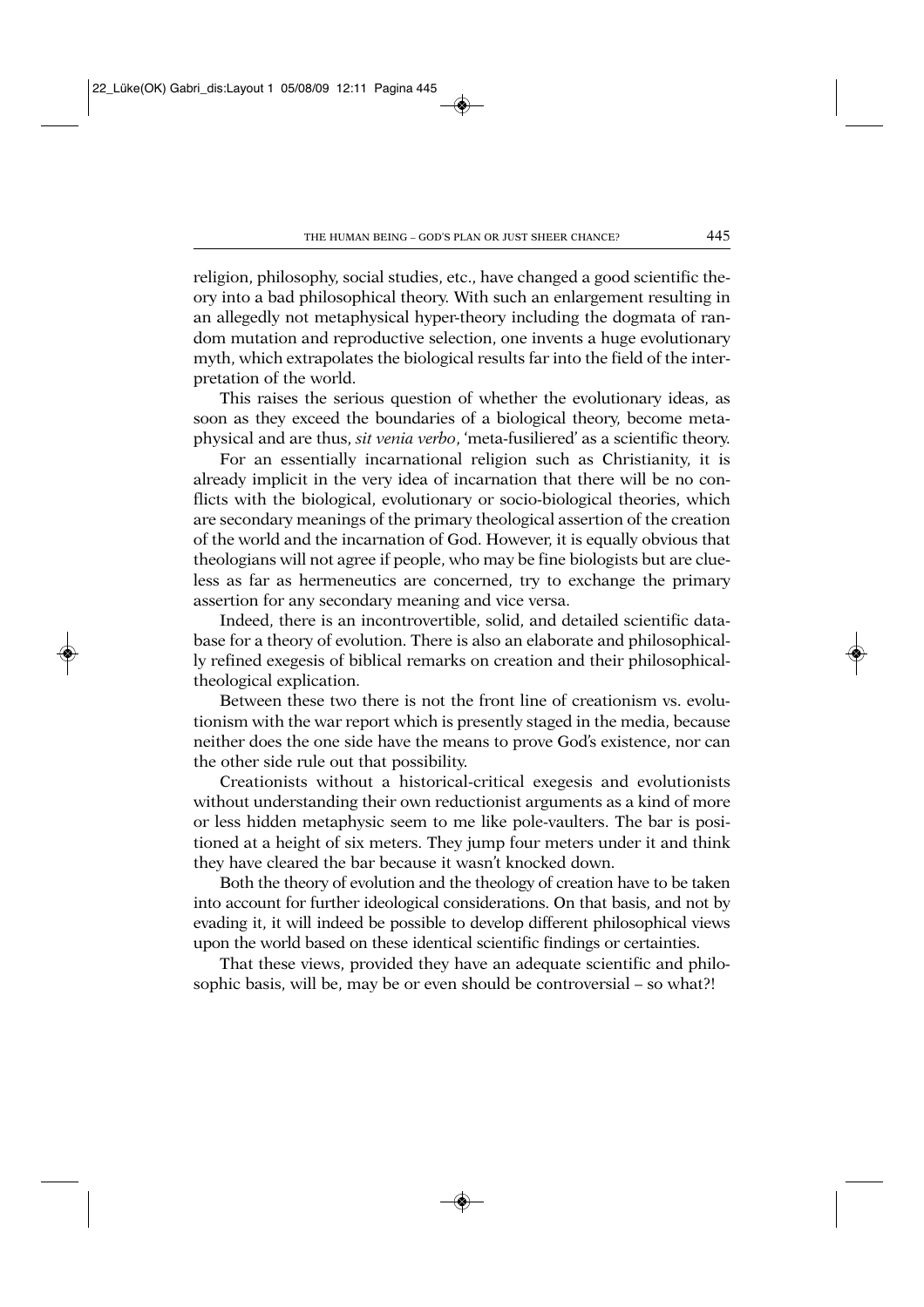religion, philosophy, social studies, etc., have changed a good scientific theory into a bad philosophical theory. With such an enlargement resulting in an allegedly not metaphysical hyper-theory including the dogmata of random mutation and reproductive selection, one invents a huge evolutionary myth, which extrapolates the biological results far into the field of the interpretation of the world.

This raises the serious question of whether the evolutionary ideas, as soon as they exceed the boundaries of a biological theory, become metaphysical and are thus, *sit venia verbo*, 'meta-fusiliered' as a scientific theory.

For an essentially incarnational religion such as Christianity, it is already implicit in the very idea of incarnation that there will be no conflicts with the biological, evolutionary or socio-biological theories, which are secondary meanings of the primary theological assertion of the creation of the world and the incarnation of God. However, it is equally obvious that theologians will not agree if people, who may be fine biologists but are clueless as far as hermeneutics are concerned, try to exchange the primary assertion for any secondary meaning and vice versa.

Indeed, there is an incontrovertible, solid, and detailed scientific database for a theory of evolution. There is also an elaborate and philosophically refined exegesis of biblical remarks on creation and their philosophical-theological explication.

Between these two there is not the front line of creationism vs. evolutionism with the war report which is presently staged in the media, because neither does the one side have the means to prove God's existence, nor can the other side rule out that possibility.

Creationists without a historical-critical exegesis and evolutionists without understanding their own reductionist arguments as a kind of more or less hidden metaphysic seem to me like pole-vaulters. The bar is positioned at a height of six meters. They jump four meters under it and think they have cleared the bar because it wasn't knocked down.

Both the theory of evolution and the theology of creation have to be taken into account for further ideological considerations. On that basis, and not by evading it, it will indeed be possible to develop different philosophical views upon the world based on these identical scientific findings or certainties.

That these views, provided they have an adequate scientific and philosophic basis, will be, may be or even should be controversial – so what?!